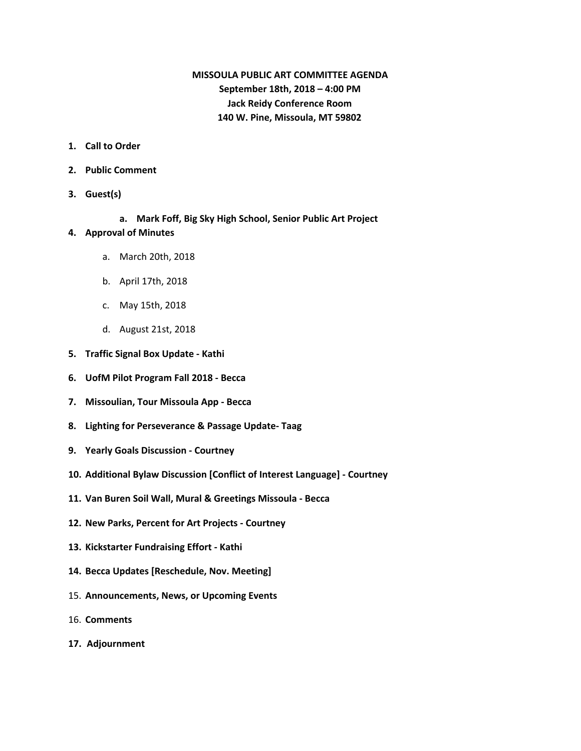**MISSOULA PUBLIC ART COMMITTEE AGENDA**
**September 18th, 2018 – 4:00 PM**
**Jack Reidy Conference Room**
**140 W. Pine, Missoula, MT 59802**

1. **Call to Order**
2. **Public Comment**
3. **Guest(s)**
   a. **Mark Foff, Big Sky High School, Senior Public Art Project**
4. **Approval of Minutes**
   a. March 20th, 2018
   b. April 17th, 2018
   c. May 15th, 2018
   d. August 21st, 2018
5. **Traffic Signal Box Update - Kathi**
6. **UofM Pilot Program Fall 2018 - Becca**
7. **Missoulian, Tour Missoula App - Becca**
8. **Lighting for Perseverance & Passage Update- Taag**
9. **Yearly Goals Discussion - Courtney**
10. **Additional Bylaw Discussion [Conflict of Interest Language] - Courtney**
11. **Van Buren Soil Wall, Mural & Greetings Missoula - Becca**
12. **New Parks, Percent for Art Projects - Courtney**
13. **Kickstarter Fundraising Effort - Kathi**
14. **Becca Updates [Reschedule, Nov. Meeting]**
15. **Announcements, News, or Upcoming Events**
16. **Comments**
17. **Adjournment**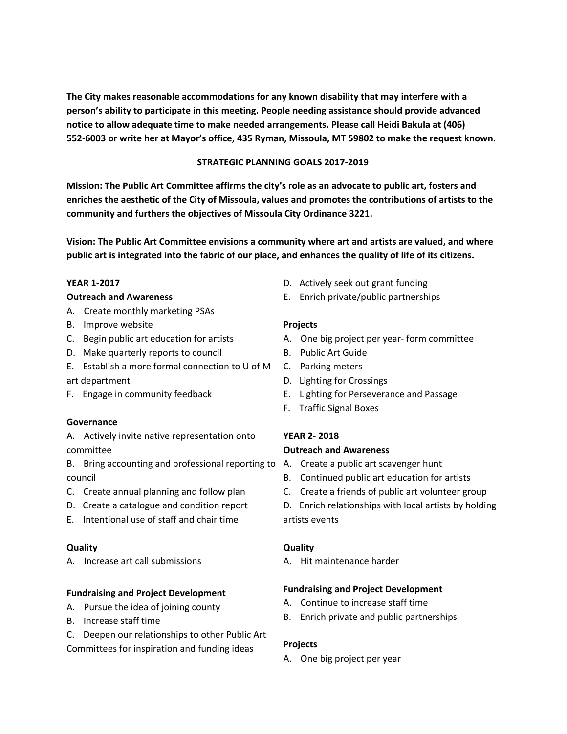**The City makes reasonable accommodations for any known disability that may interfere with a person's ability to participate in this meeting. People needing assistance should provide advanced notice to allow adequate time to make needed arrangements. Please call Heidi Bakula at (406) 552-6003 or write her at Mayor's office, 435 Ryman, Missoula, MT 59802 to make the request known.**

## STRATEGIC PLANNING GOALS 2017-2019

**Mission: The Public Art Committee affirms the city's role as an advocate to public art, fosters and enriches the aesthetic of the City of Missoula, values and promotes the contributions of artists to the community and furthers the objectives of Missoula City Ordinance 3221.**

**Vision: The Public Art Committee envisions a community where art and artists are valued, and where public art is integrated into the fabric of our place, and enhances the quality of life of its citizens.**

### YEAR 1-2017

**Outreach and Awareness**

A. Create monthly marketing PSAs
B. Improve website
C. Begin public art education for artists
D. Make quarterly reports to council
E. Establish a more formal connection to U of M art department
F. Engage in community feedback

**Governance**

A. Actively invite native representation onto committee
B. Bring accounting and professional reporting to council
C. Create annual planning and follow plan
D. Create a catalogue and condition report
E. Intentional use of staff and chair time

**Quality**

A. Increase art call submissions

**Fundraising and Project Development**

A. Pursue the idea of joining county
B. Increase staff time
C. Deepen our relationships to other Public Art Committees for inspiration and funding ideas
D. Actively seek out grant funding
E. Enrich private/public partnerships

**Projects**

A. One big project per year- form committee
B. Public Art Guide
C. Parking meters
D. Lighting for Crossings
E. Lighting for Perseverance and Passage
F. Traffic Signal Boxes

### YEAR 2- 2018

**Outreach and Awareness**

A. Create a public art scavenger hunt
B. Continued public art education for artists
C. Create a friends of public art volunteer group
D. Enrich relationships with local artists by holding artists events

**Quality**

A. Hit maintenance harder

**Fundraising and Project Development**

A. Continue to increase staff time
B. Enrich private and public partnerships

**Projects**

A. One big project per year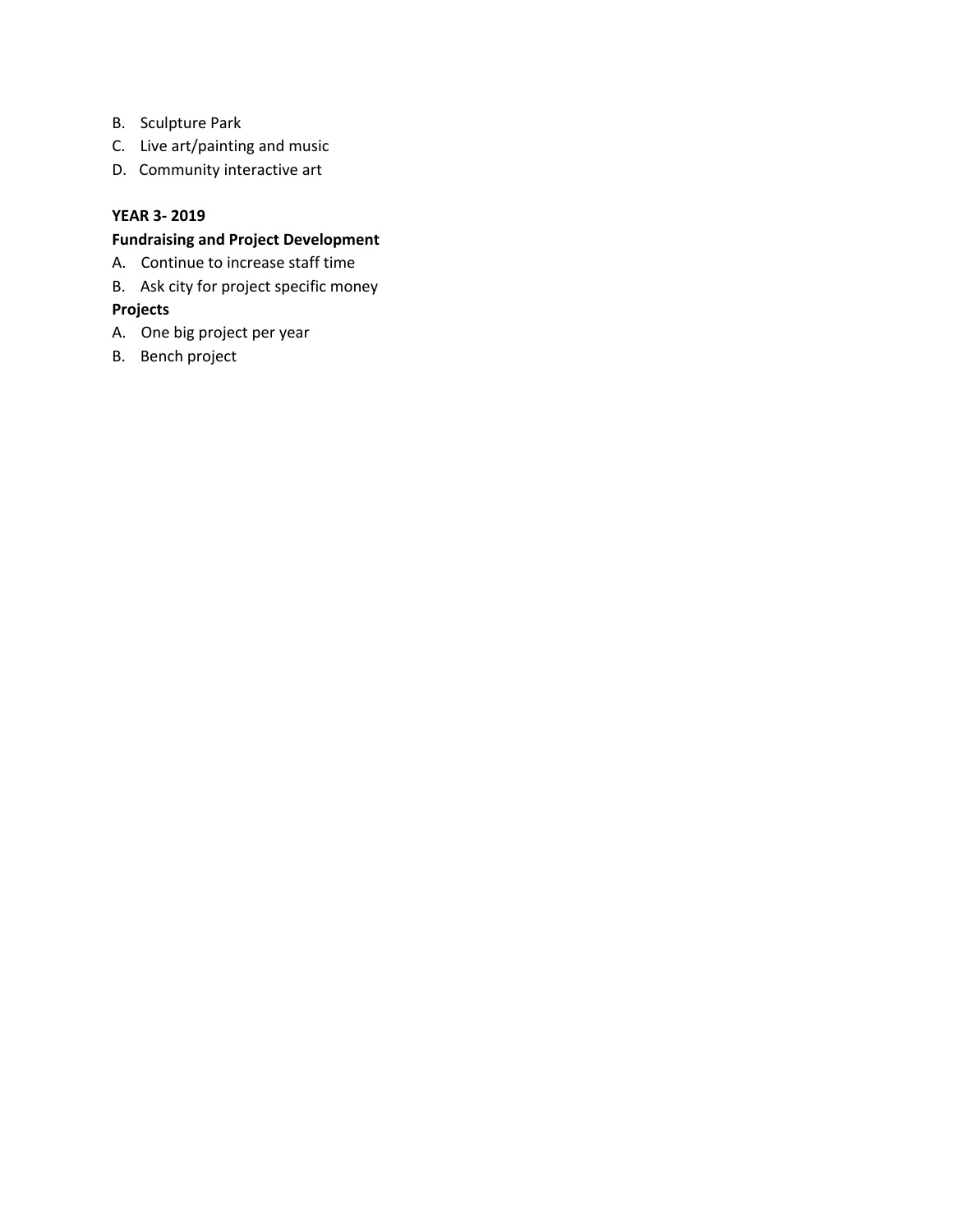B. Sculpture Park
C. Live art/painting and music
D. Community interactive art

**YEAR 3- 2019**

**Fundraising and Project Development**

A. Continue to increase staff time
B. Ask city for project specific money

**Projects**

A. One big project per year
B. Bench project